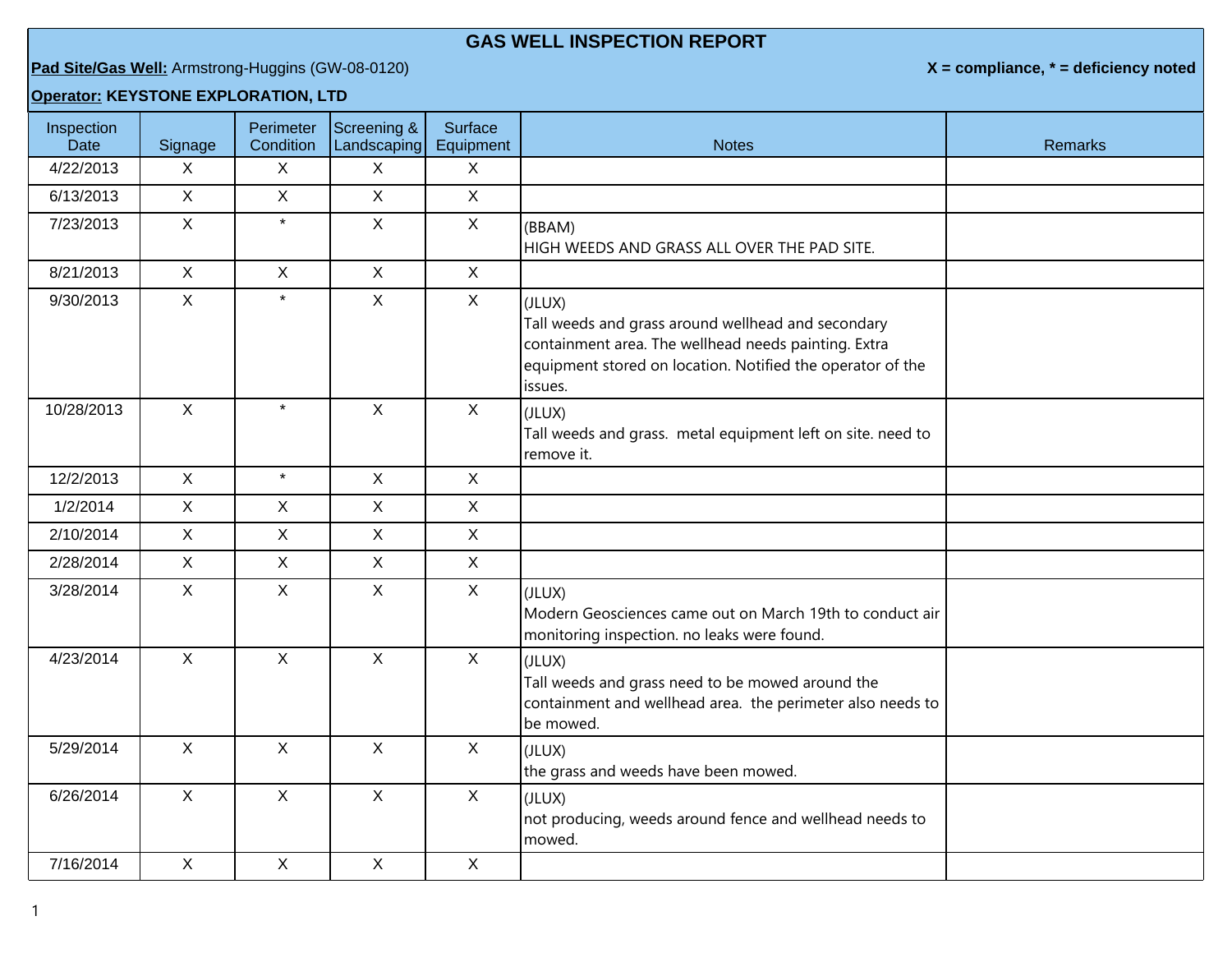# GAS WELL INSPECTION REPORT

**Pad Site/Gas Well:** Armstrong-Huggins (GW-08-0120)

**X = compliance, * = deficiency noted**

**Operator: KEYSTONE EXPLORATION, LTD**

| Inspection Date | Signage | Perimeter Condition | Screening & Landscaping | Surface Equipment | Notes | Remarks |
|---|---|---|---|---|---|---|
| 4/22/2013 | X | X | X | X | | |
| 6/13/2013 | X | X | X | X | | |
| 7/23/2013 | X | * | X | X | (BBAM) HIGH WEEDS AND GRASS ALL OVER THE PAD SITE. | |
| 8/21/2013 | X | X | X | X | | |
| 9/30/2013 | X | * | X | X | (JLUX) Tall weeds and grass around wellhead and secondary containment area. The wellhead needs painting. Extra equipment stored on location. Notified the operator of the issues. | |
| 10/28/2013 | X | * | X | X | (JLUX) Tall weeds and grass. metal equipment left on site. need to remove it. | |
| 12/2/2013 | X | * | X | X | | |
| 1/2/2014 | X | X | X | X | | |
| 2/10/2014 | X | X | X | X | | |
| 2/28/2014 | X | X | X | X | | |
| 3/28/2014 | X | X | X | X | (JLUX) Modern Geosciences came out on March 19th to conduct air monitoring inspection. no leaks were found. | |
| 4/23/2014 | X | X | X | X | (JLUX) Tall weeds and grass need to be mowed around the containment and wellhead area. the perimeter also needs to be mowed. | |
| 5/29/2014 | X | X | X | X | (JLUX) the grass and weeds have been mowed. | |
| 6/26/2014 | X | X | X | X | (JLUX) not producing, weeds around fence and wellhead needs to mowed. | |
| 7/16/2014 | X | X | X | X | | |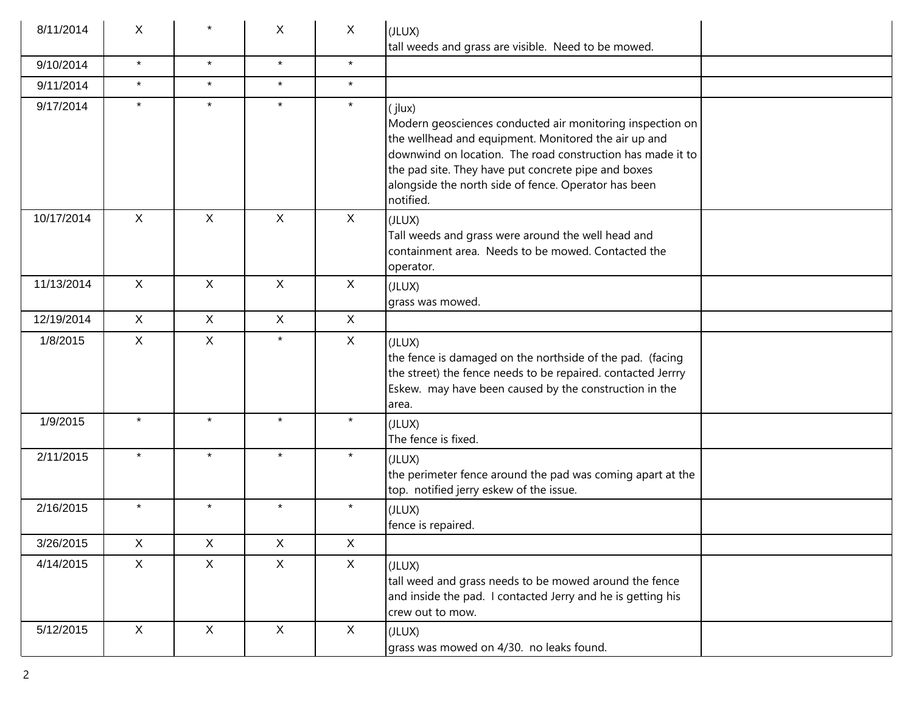| | | | | | | |
|---|---|---|---|---|---|---|
| 8/11/2014 | X | * | X | X | (JLUX)<br>tall weeds and grass are visible. Need to be mowed. | |
| 9/10/2014 | * | * | * | * | | |
| 9/11/2014 | * | * | * | * | | |
| 9/17/2014 | * | * | * | * | ( jlux)<br>Modern geosciences conducted air monitoring inspection on the wellhead and equipment. Monitored the air up and downwind on location. The road construction has made it to the pad site. They have put concrete pipe and boxes alongside the north side of fence. Operator has been notified. | |
| 10/17/2014 | X | X | X | X | (JLUX)<br>Tall weeds and grass were around the well head and containment area. Needs to be mowed. Contacted the operator. | |
| 11/13/2014 | X | X | X | X | (JLUX)<br>grass was mowed. | |
| 12/19/2014 | X | X | X | X | | |
| 1/8/2015 | X | X | * | X | (JLUX)<br>the fence is damaged on the northside of the pad. (facing the street) the fence needs to be repaired. contacted Jerrry Eskew. may have been caused by the construction in the area. | |
| 1/9/2015 | * | * | * | * | (JLUX)<br>The fence is fixed. | |
| 2/11/2015 | * | * | * | * | (JLUX)<br>the perimeter fence around the pad was coming apart at the top. notified jerry eskew of the issue. | |
| 2/16/2015 | * | * | * | * | (JLUX)<br>fence is repaired. | |
| 3/26/2015 | X | X | X | X | | |
| 4/14/2015 | X | X | X | X | (JLUX)<br>tall weed and grass needs to be mowed around the fence and inside the pad. I contacted Jerry and he is getting his crew out to mow. | |
| 5/12/2015 | X | X | X | X | (JLUX)<br>grass was mowed on 4/30. no leaks found. | |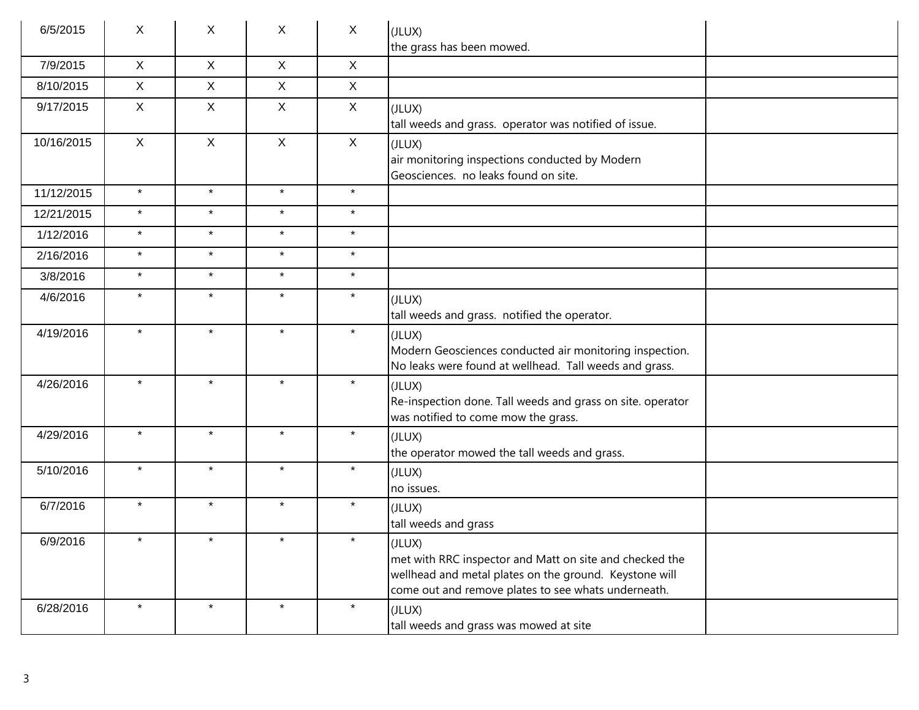| | | | | | | |
|---|---|---|---|---|---|---|
| 6/5/2015 | X | X | X | X | (JLUX)<br>the grass has been mowed. | |
| 7/9/2015 | X | X | X | X | | |
| 8/10/2015 | X | X | X | X | | |
| 9/17/2015 | X | X | X | X | (JLUX)<br>tall weeds and grass. operator was notified of issue. | |
| 10/16/2015 | X | X | X | X | (JLUX)<br>air monitoring inspections conducted by Modern Geosciences. no leaks found on site. | |
| 11/12/2015 | * | * | * | * | | |
| 12/21/2015 | * | * | * | * | | |
| 1/12/2016 | * | * | * | * | | |
| 2/16/2016 | * | * | * | * | | |
| 3/8/2016 | * | * | * | * | | |
| 4/6/2016 | * | * | * | * | (JLUX)<br>tall weeds and grass. notified the operator. | |
| 4/19/2016 | * | * | * | * | (JLUX)<br>Modern Geosciences conducted air monitoring inspection. No leaks were found at wellhead. Tall weeds and grass. | |
| 4/26/2016 | * | * | * | * | (JLUX)<br>Re-inspection done. Tall weeds and grass on site. operator was notified to come mow the grass. | |
| 4/29/2016 | * | * | * | * | (JLUX)<br>the operator mowed the tall weeds and grass. | |
| 5/10/2016 | * | * | * | * | (JLUX)<br>no issues. | |
| 6/7/2016 | * | * | * | * | (JLUX)<br>tall weeds and grass | |
| 6/9/2016 | * | * | * | * | (JLUX)<br>met with RRC inspector and Matt on site and checked the wellhead and metal plates on the ground. Keystone will come out and remove plates to see whats underneath. | |
| 6/28/2016 | * | * | * | * | (JLUX)<br>tall weeds and grass was mowed at site | |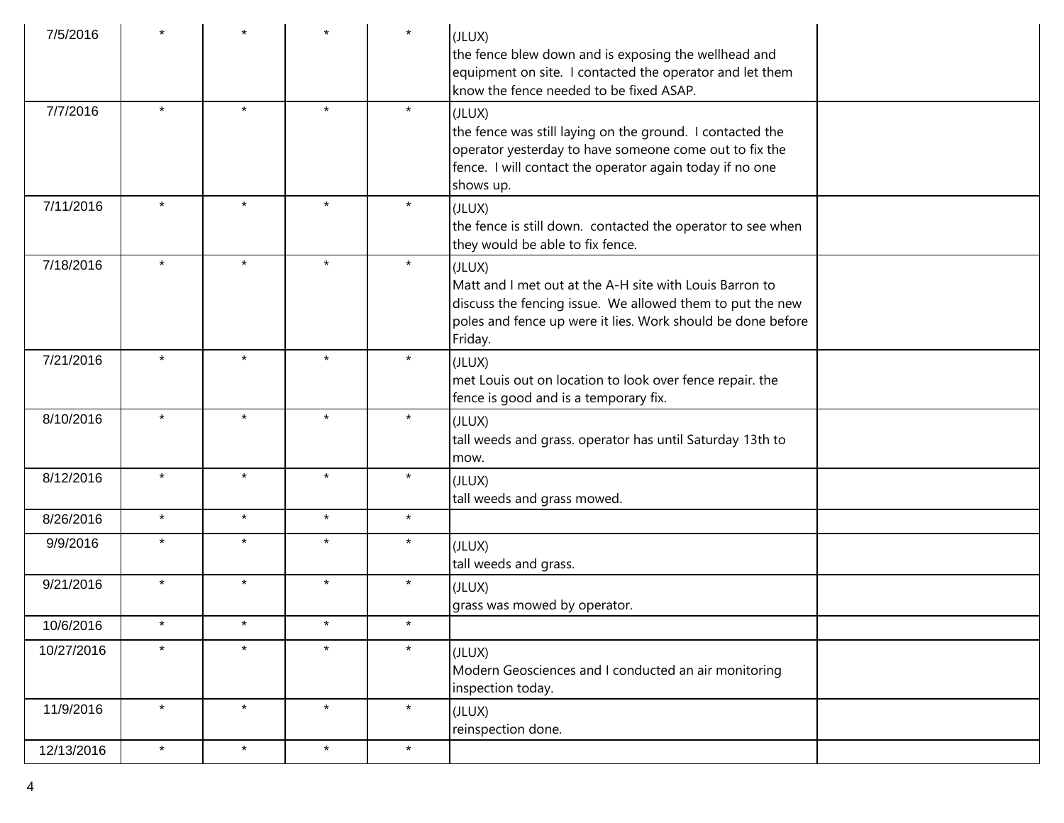| | | | | | | |
|---|---|---|---|---|---|---|
| 7/5/2016 | * | * | * | * | (JLUX)<br>the fence blew down and is exposing the wellhead and equipment on site. I contacted the operator and let them know the fence needed to be fixed ASAP. | |
| 7/7/2016 | * | * | * | * | (JLUX)<br>the fence was still laying on the ground. I contacted the operator yesterday to have someone come out to fix the fence. I will contact the operator again today if no one shows up. | |
| 7/11/2016 | * | * | * | * | (JLUX)<br>the fence is still down. contacted the operator to see when they would be able to fix fence. | |
| 7/18/2016 | * | * | * | * | (JLUX)<br>Matt and I met out at the A-H site with Louis Barron to discuss the fencing issue. We allowed them to put the new poles and fence up were it lies. Work should be done before Friday. | |
| 7/21/2016 | * | * | * | * | (JLUX)<br>met Louis out on location to look over fence repair. the fence is good and is a temporary fix. | |
| 8/10/2016 | * | * | * | * | (JLUX)<br>tall weeds and grass. operator has until Saturday 13th to mow. | |
| 8/12/2016 | * | * | * | * | (JLUX)<br>tall weeds and grass mowed. | |
| 8/26/2016 | * | * | * | * | | |
| 9/9/2016 | * | * | * | * | (JLUX)<br>tall weeds and grass. | |
| 9/21/2016 | * | * | * | * | (JLUX)<br>grass was mowed by operator. | |
| 10/6/2016 | * | * | * | * | | |
| 10/27/2016 | * | * | * | * | (JLUX)<br>Modern Geosciences and I conducted an air monitoring inspection today. | |
| 11/9/2016 | * | * | * | * | (JLUX)<br>reinspection done. | |
| 12/13/2016 | * | * | * | * | | |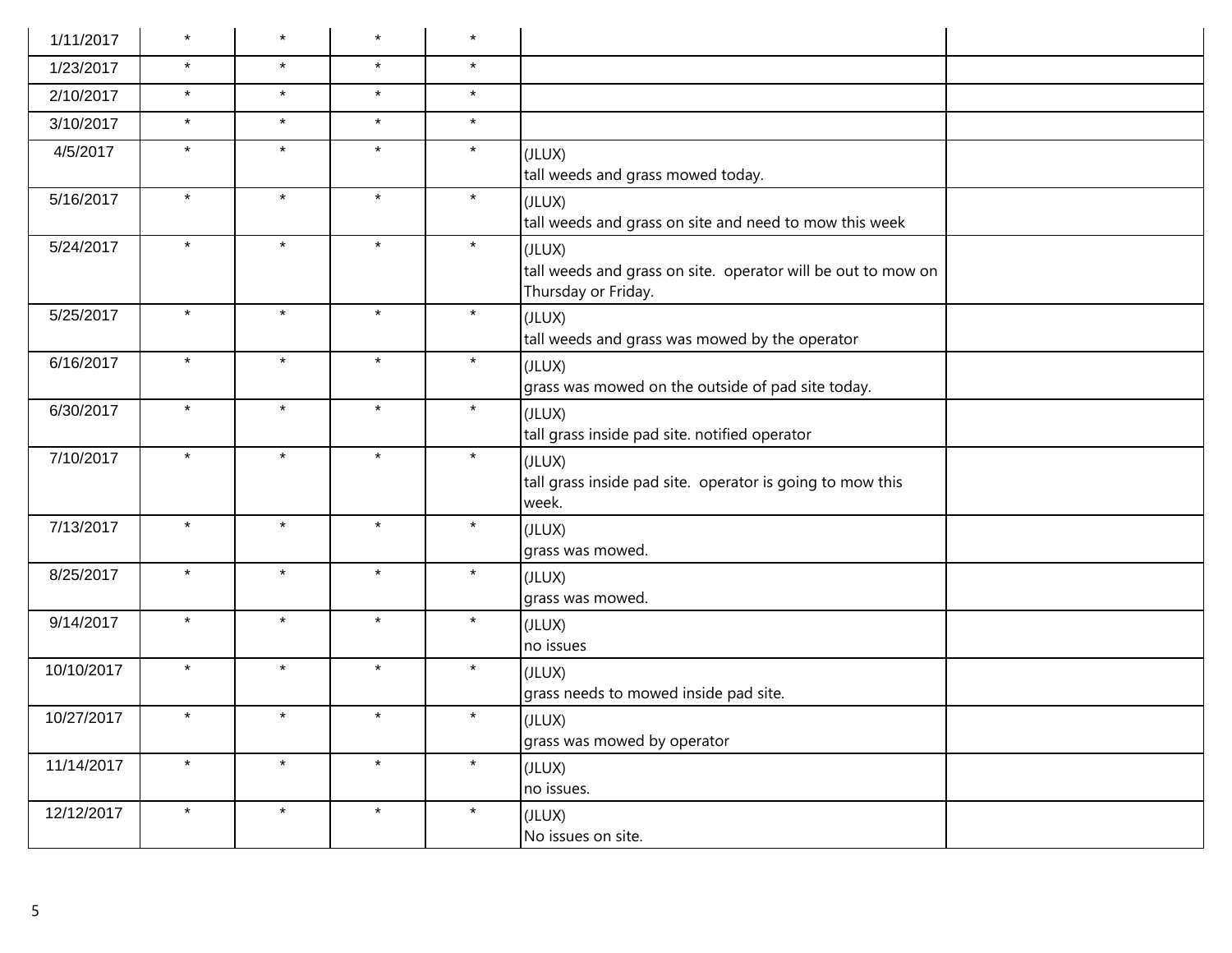| | | | | | | |
|---|---|---|---|---|---|---|
| 1/11/2017 | * | * | * | * | | |
| 1/23/2017 | * | * | * | * | | |
| 2/10/2017 | * | * | * | * | | |
| 3/10/2017 | * | * | * | * | | |
| 4/5/2017 | * | * | * | * | (JLUX)<br>tall weeds and grass mowed today. | |
| 5/16/2017 | * | * | * | * | (JLUX)<br>tall weeds and grass on site and need to mow this week | |
| 5/24/2017 | * | * | * | * | (JLUX)<br>tall weeds and grass on site. operator will be out to mow on Thursday or Friday. | |
| 5/25/2017 | * | * | * | * | (JLUX)<br>tall weeds and grass was mowed by the operator | |
| 6/16/2017 | * | * | * | * | (JLUX)<br>grass was mowed on the outside of pad site today. | |
| 6/30/2017 | * | * | * | * | (JLUX)<br>tall grass inside pad site. notified operator | |
| 7/10/2017 | * | * | * | * | (JLUX)<br>tall grass inside pad site. operator is going to mow this week. | |
| 7/13/2017 | * | * | * | * | (JLUX)<br>grass was mowed. | |
| 8/25/2017 | * | * | * | * | (JLUX)<br>grass was mowed. | |
| 9/14/2017 | * | * | * | * | (JLUX)<br>no issues | |
| 10/10/2017 | * | * | * | * | (JLUX)<br>grass needs to mowed inside pad site. | |
| 10/27/2017 | * | * | * | * | (JLUX)<br>grass was mowed by operator | |
| 11/14/2017 | * | * | * | * | (JLUX)<br>no issues. | |
| 12/12/2017 | * | * | * | * | (JLUX)<br>No issues on site. | |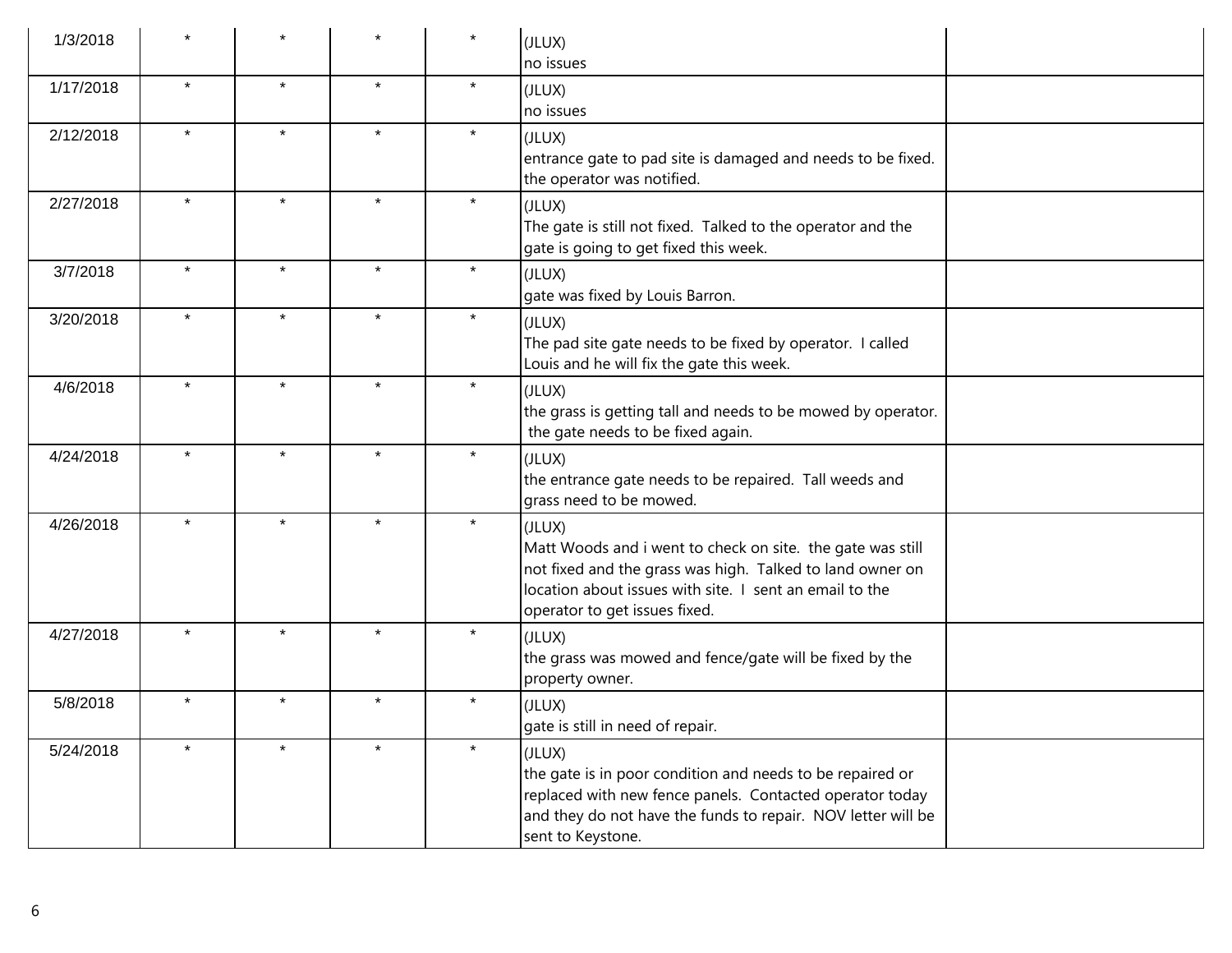| | | | | | | |
|---|---|---|---|---|---|---|
| 1/3/2018 | * | * | * | * | (JLUX)<br>no issues | |
| 1/17/2018 | * | * | * | * | (JLUX)<br>no issues | |
| 2/12/2018 | * | * | * | * | (JLUX)<br>entrance gate to pad site is damaged and needs to be fixed. the operator was notified. | |
| 2/27/2018 | * | * | * | * | (JLUX)<br>The gate is still not fixed. Talked to the operator and the gate is going to get fixed this week. | |
| 3/7/2018 | * | * | * | * | (JLUX)<br>gate was fixed by Louis Barron. | |
| 3/20/2018 | * | * | * | * | (JLUX)<br>The pad site gate needs to be fixed by operator. I called Louis and he will fix the gate this week. | |
| 4/6/2018 | * | * | * | * | (JLUX)<br>the grass is getting tall and needs to be mowed by operator. the gate needs to be fixed again. | |
| 4/24/2018 | * | * | * | * | (JLUX)<br>the entrance gate needs to be repaired. Tall weeds and grass need to be mowed. | |
| 4/26/2018 | * | * | * | * | (JLUX)<br>Matt Woods and i went to check on site. the gate was still not fixed and the grass was high. Talked to land owner on location about issues with site. I sent an email to the operator to get issues fixed. | |
| 4/27/2018 | * | * | * | * | (JLUX)<br>the grass was mowed and fence/gate will be fixed by the property owner. | |
| 5/8/2018 | * | * | * | * | (JLUX)<br>gate is still in need of repair. | |
| 5/24/2018 | * | * | * | * | (JLUX)<br>the gate is in poor condition and needs to be repaired or replaced with new fence panels. Contacted operator today and they do not have the funds to repair. NOV letter will be sent to Keystone. | |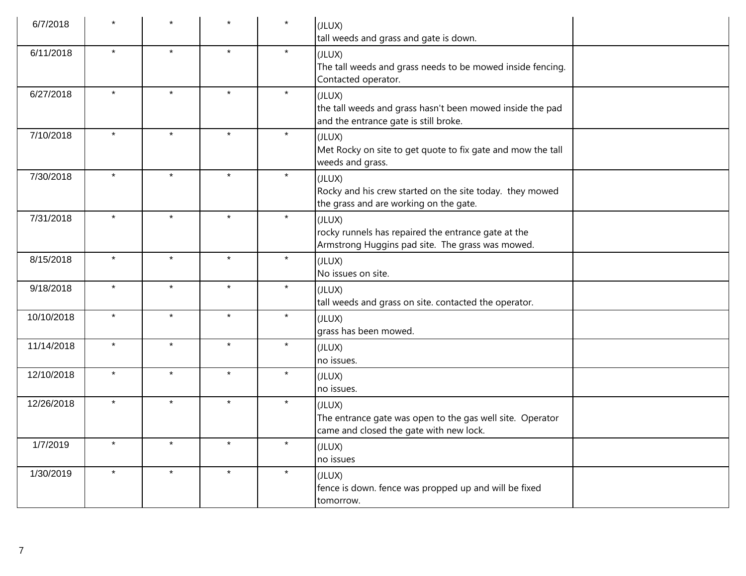| | | | | | | |
|---|---|---|---|---|---|---|
| 6/7/2018 | * | * | * | * | (JLUX)<br>tall weeds and grass and gate is down. | |
| 6/11/2018 | * | * | * | * | (JLUX)<br>The tall weeds and grass needs to be mowed inside fencing. Contacted operator. | |
| 6/27/2018 | * | * | * | * | (JLUX)<br>the tall weeds and grass hasn't been mowed inside the pad and the entrance gate is still broke. | |
| 7/10/2018 | * | * | * | * | (JLUX)<br>Met Rocky on site to get quote to fix gate and mow the tall weeds and grass. | |
| 7/30/2018 | * | * | * | * | (JLUX)<br>Rocky and his crew started on the site today. they mowed the grass and are working on the gate. | |
| 7/31/2018 | * | * | * | * | (JLUX)<br>rocky runnels has repaired the entrance gate at the Armstrong Huggins pad site. The grass was mowed. | |
| 8/15/2018 | * | * | * | * | (JLUX)<br>No issues on site. | |
| 9/18/2018 | * | * | * | * | (JLUX)<br>tall weeds and grass on site. contacted the operator. | |
| 10/10/2018 | * | * | * | * | (JLUX)<br>grass has been mowed. | |
| 11/14/2018 | * | * | * | * | (JLUX)<br>no issues. | |
| 12/10/2018 | * | * | * | * | (JLUX)<br>no issues. | |
| 12/26/2018 | * | * | * | * | (JLUX)<br>The entrance gate was open to the gas well site. Operator came and closed the gate with new lock. | |
| 1/7/2019 | * | * | * | * | (JLUX)<br>no issues | |
| 1/30/2019 | * | * | * | * | (JLUX)<br>fence is down. fence was propped up and will be fixed tomorrow. | |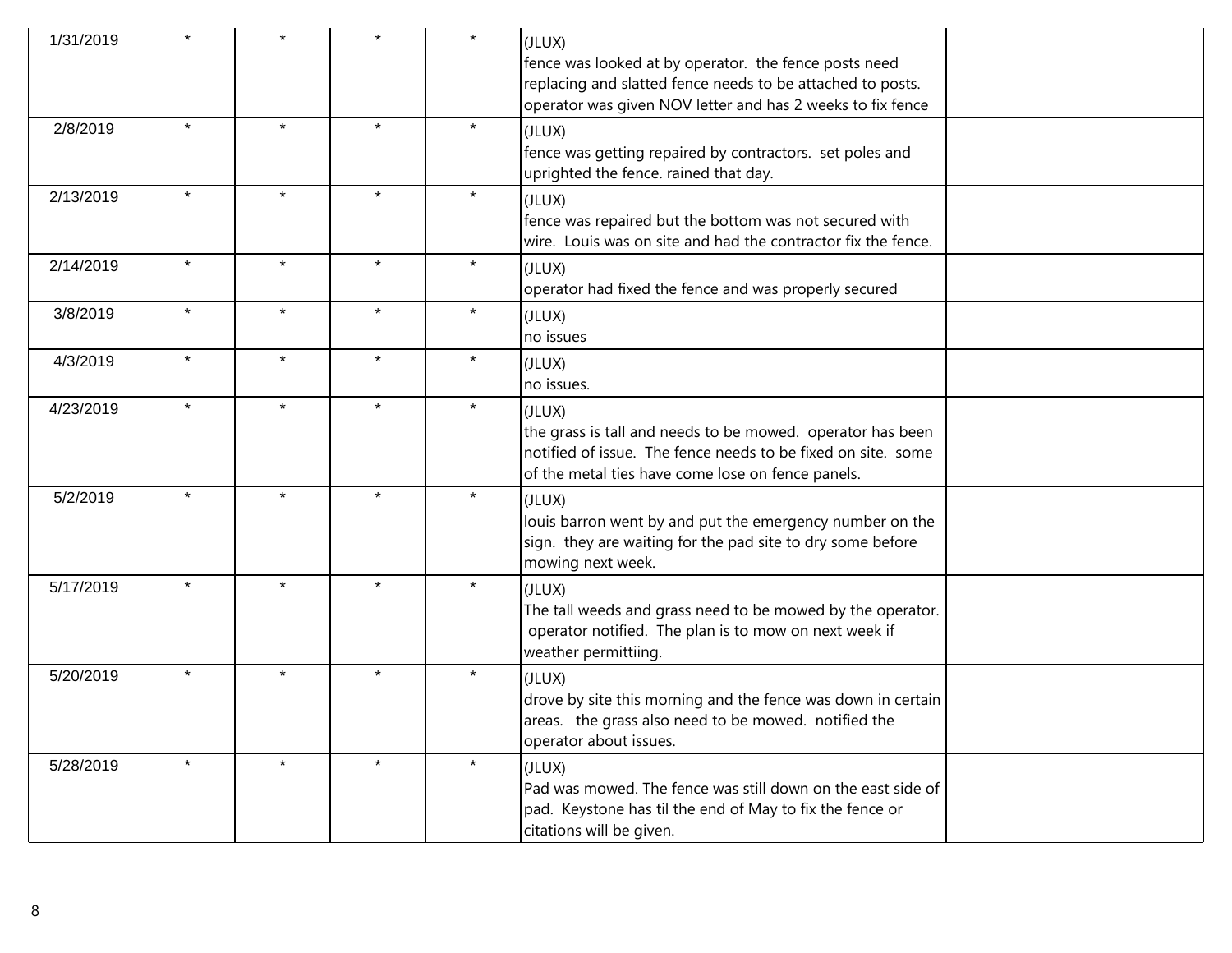| | | | | | | |
|---|---|---|---|---|---|---|
| 1/31/2019 | * | * | * | * | (JLUX)<br>fence was looked at by operator. the fence posts need replacing and slatted fence needs to be attached to posts. operator was given NOV letter and has 2 weeks to fix fence | |
| 2/8/2019 | * | * | * | * | (JLUX)<br>fence was getting repaired by contractors. set poles and uprighted the fence. rained that day. | |
| 2/13/2019 | * | * | * | * | (JLUX)<br>fence was repaired but the bottom was not secured with wire. Louis was on site and had the contractor fix the fence. | |
| 2/14/2019 | * | * | * | * | (JLUX)<br>operator had fixed the fence and was properly secured | |
| 3/8/2019 | * | * | * | * | (JLUX)<br>no issues | |
| 4/3/2019 | * | * | * | * | (JLUX)<br>no issues. | |
| 4/23/2019 | * | * | * | * | (JLUX)<br>the grass is tall and needs to be mowed. operator has been notified of issue. The fence needs to be fixed on site. some of the metal ties have come lose on fence panels. | |
| 5/2/2019 | * | * | * | * | (JLUX)<br>louis barron went by and put the emergency number on the sign. they are waiting for the pad site to dry some before mowing next week. | |
| 5/17/2019 | * | * | * | * | (JLUX)<br>The tall weeds and grass need to be mowed by the operator. operator notified. The plan is to mow on next week if weather permittiing. | |
| 5/20/2019 | * | * | * | * | (JLUX)<br>drove by site this morning and the fence was down in certain areas. the grass also need to be mowed. notified the operator about issues. | |
| 5/28/2019 | * | * | * | * | (JLUX)<br>Pad was mowed. The fence was still down on the east side of pad. Keystone has til the end of May to fix the fence or citations will be given. | |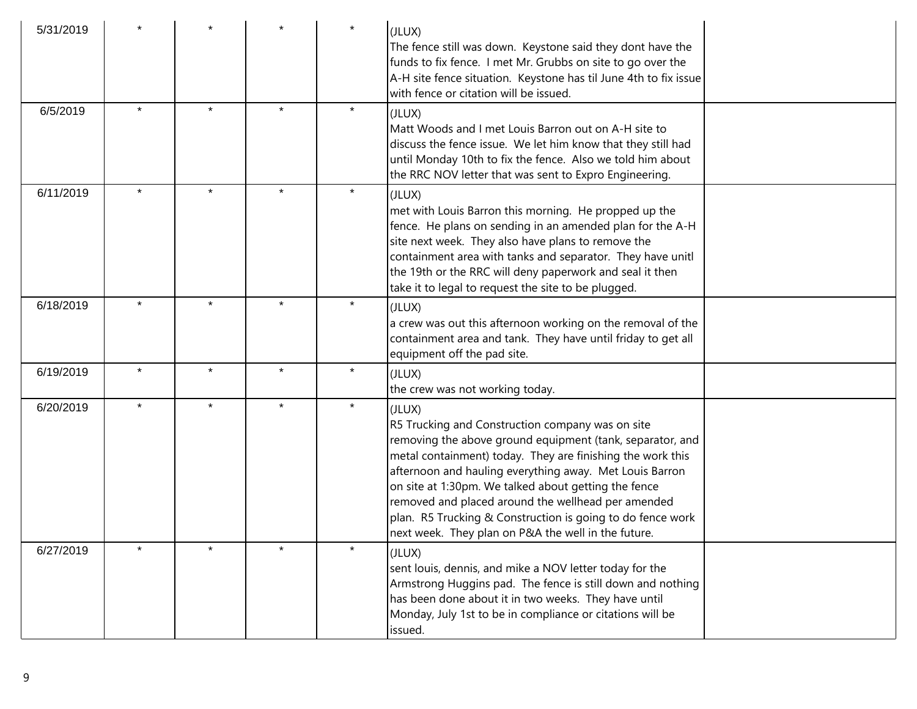| | | | | | | |
|---|---|---|---|---|---|---|
| 5/31/2019 | * | * | * | * | (JLUX)<br>The fence still was down. Keystone said they dont have the funds to fix fence. I met Mr. Grubbs on site to go over the A-H site fence situation. Keystone has til June 4th to fix issue with fence or citation will be issued. | |
| 6/5/2019 | * | * | * | * | (JLUX)<br>Matt Woods and I met Louis Barron out on A-H site to discuss the fence issue. We let him know that they still had until Monday 10th to fix the fence. Also we told him about the RRC NOV letter that was sent to Expro Engineering. | |
| 6/11/2019 | * | * | * | * | (JLUX)<br>met with Louis Barron this morning. He propped up the fence. He plans on sending in an amended plan for the A-H site next week. They also have plans to remove the containment area with tanks and separator. They have unitl the 19th or the RRC will deny paperwork and seal it then take it to legal to request the site to be plugged. | |
| 6/18/2019 | * | * | * | * | (JLUX)<br>a crew was out this afternoon working on the removal of the containment area and tank. They have until friday to get all equipment off the pad site. | |
| 6/19/2019 | * | * | * | * | (JLUX)<br>the crew was not working today. | |
| 6/20/2019 | * | * | * | * | (JLUX)<br>R5 Trucking and Construction company was on site removing the above ground equipment (tank, separator, and metal containment) today. They are finishing the work this afternoon and hauling everything away. Met Louis Barron on site at 1:30pm. We talked about getting the fence removed and placed around the wellhead per amended plan. R5 Trucking & Construction is going to do fence work next week. They plan on P&A the well in the future. | |
| 6/27/2019 | * | * | * | * | (JLUX)<br>sent louis, dennis, and mike a NOV letter today for the Armstrong Huggins pad. The fence is still down and nothing has been done about it in two weeks. They have until Monday, July 1st to be in compliance or citations will be issued. | |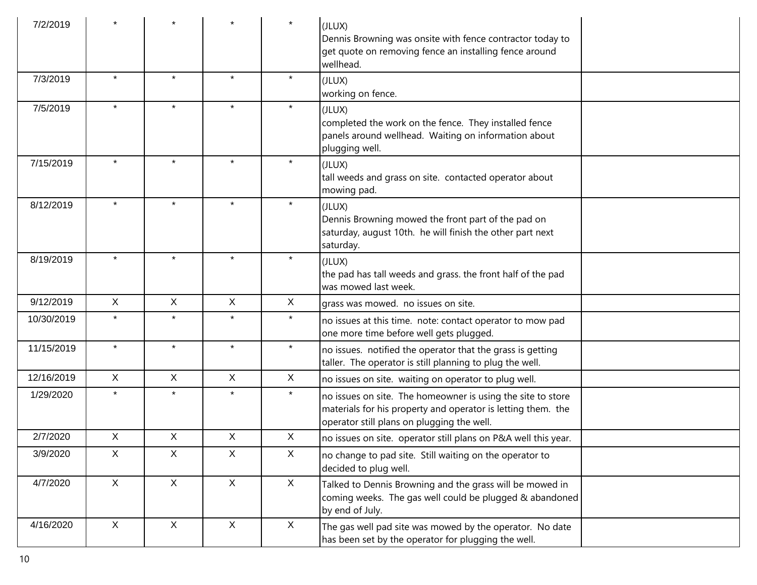| | | | | | | |
|---|---|---|---|---|---|---|
| 7/2/2019 | * | * | * | * | (JLUX)<br>Dennis Browning was onsite with fence contractor today to get quote on removing fence an installing fence around wellhead. | |
| 7/3/2019 | * | * | * | * | (JLUX)<br>working on fence. | |
| 7/5/2019 | * | * | * | * | (JLUX)<br>completed the work on the fence. They installed fence panels around wellhead. Waiting on information about plugging well. | |
| 7/15/2019 | * | * | * | * | (JLUX)<br>tall weeds and grass on site. contacted operator about mowing pad. | |
| 8/12/2019 | * | * | * | * | (JLUX)<br>Dennis Browning mowed the front part of the pad on saturday, august 10th. he will finish the other part next saturday. | |
| 8/19/2019 | * | * | * | * | (JLUX)<br>the pad has tall weeds and grass. the front half of the pad was mowed last week. | |
| 9/12/2019 | X | X | X | X | grass was mowed. no issues on site. | |
| 10/30/2019 | * | * | * | * | no issues at this time. note: contact operator to mow pad one more time before well gets plugged. | |
| 11/15/2019 | * | * | * | * | no issues. notified the operator that the grass is getting taller. The operator is still planning to plug the well. | |
| 12/16/2019 | X | X | X | X | no issues on site. waiting on operator to plug well. | |
| 1/29/2020 | * | * | * | * | no issues on site. The homeowner is using the site to store materials for his property and operator is letting them. the operator still plans on plugging the well. | |
| 2/7/2020 | X | X | X | X | no issues on site. operator still plans on P&A well this year. | |
| 3/9/2020 | X | X | X | X | no change to pad site. Still waiting on the operator to decided to plug well. | |
| 4/7/2020 | X | X | X | X | Talked to Dennis Browning and the grass will be mowed in coming weeks. The gas well could be plugged & abandoned by end of July. | |
| 4/16/2020 | X | X | X | X | The gas well pad site was mowed by the operator. No date has been set by the operator for plugging the well. | |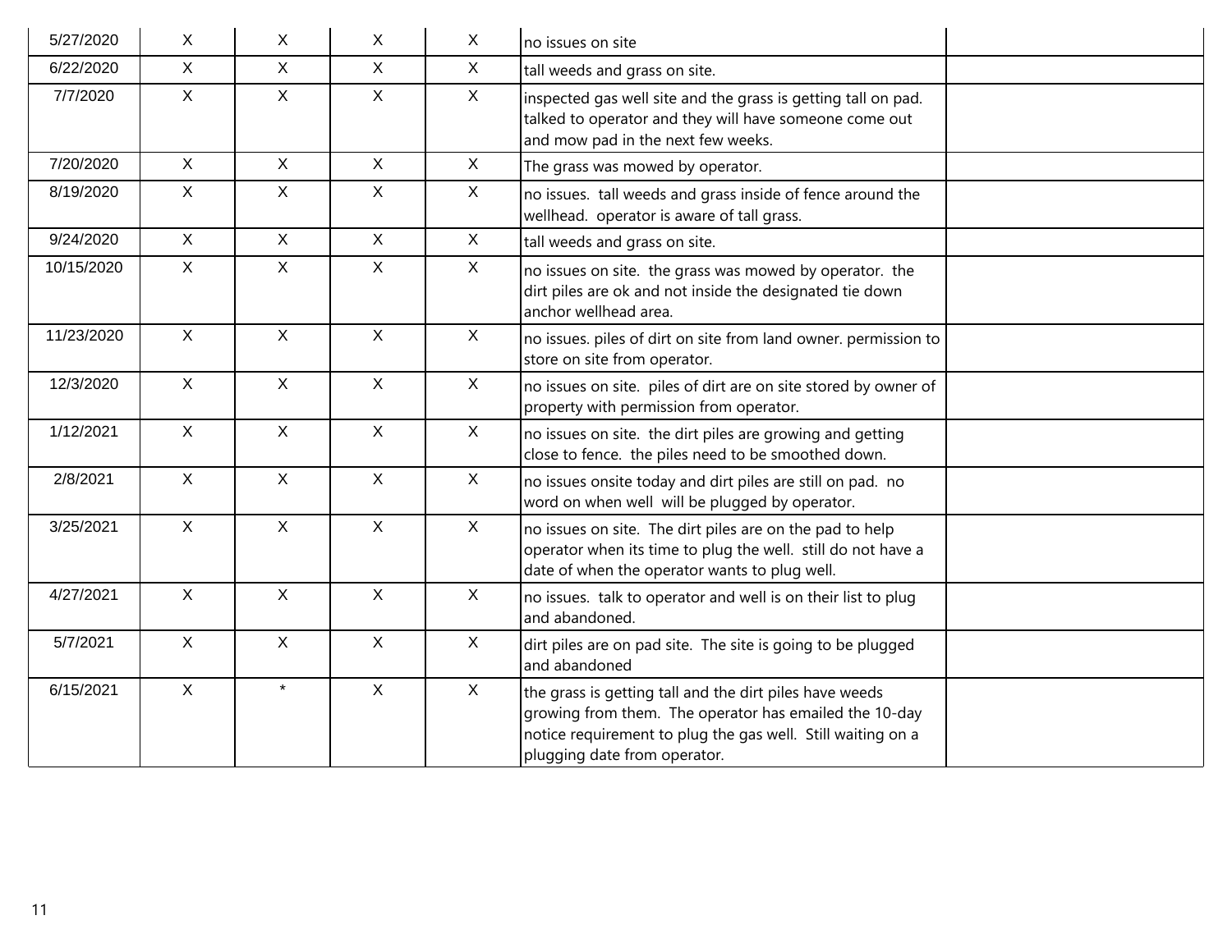| | | | | | | |
|---|---|---|---|---|---|---|
| 5/27/2020 | X | X | X | X | no issues on site | |
| 6/22/2020 | X | X | X | X | tall weeds and grass on site. | |
| 7/7/2020 | X | X | X | X | inspected gas well site and the grass is getting tall on pad. talked to operator and they will have someone come out and mow pad in the next few weeks. | |
| 7/20/2020 | X | X | X | X | The grass was mowed by operator. | |
| 8/19/2020 | X | X | X | X | no issues. tall weeds and grass inside of fence around the wellhead. operator is aware of tall grass. | |
| 9/24/2020 | X | X | X | X | tall weeds and grass on site. | |
| 10/15/2020 | X | X | X | X | no issues on site. the grass was mowed by operator. the dirt piles are ok and not inside the designated tie down anchor wellhead area. | |
| 11/23/2020 | X | X | X | X | no issues. piles of dirt on site from land owner. permission to store on site from operator. | |
| 12/3/2020 | X | X | X | X | no issues on site. piles of dirt are on site stored by owner of property with permission from operator. | |
| 1/12/2021 | X | X | X | X | no issues on site. the dirt piles are growing and getting close to fence. the piles need to be smoothed down. | |
| 2/8/2021 | X | X | X | X | no issues onsite today and dirt piles are still on pad. no word on when well will be plugged by operator. | |
| 3/25/2021 | X | X | X | X | no issues on site. The dirt piles are on the pad to help operator when its time to plug the well. still do not have a date of when the operator wants to plug well. | |
| 4/27/2021 | X | X | X | X | no issues. talk to operator and well is on their list to plug and abandoned. | |
| 5/7/2021 | X | X | X | X | dirt piles are on pad site. The site is going to be plugged and abandoned | |
| 6/15/2021 | X | * | X | X | the grass is getting tall and the dirt piles have weeds growing from them. The operator has emailed the 10-day notice requirement to plug the gas well. Still waiting on a plugging date from operator. | |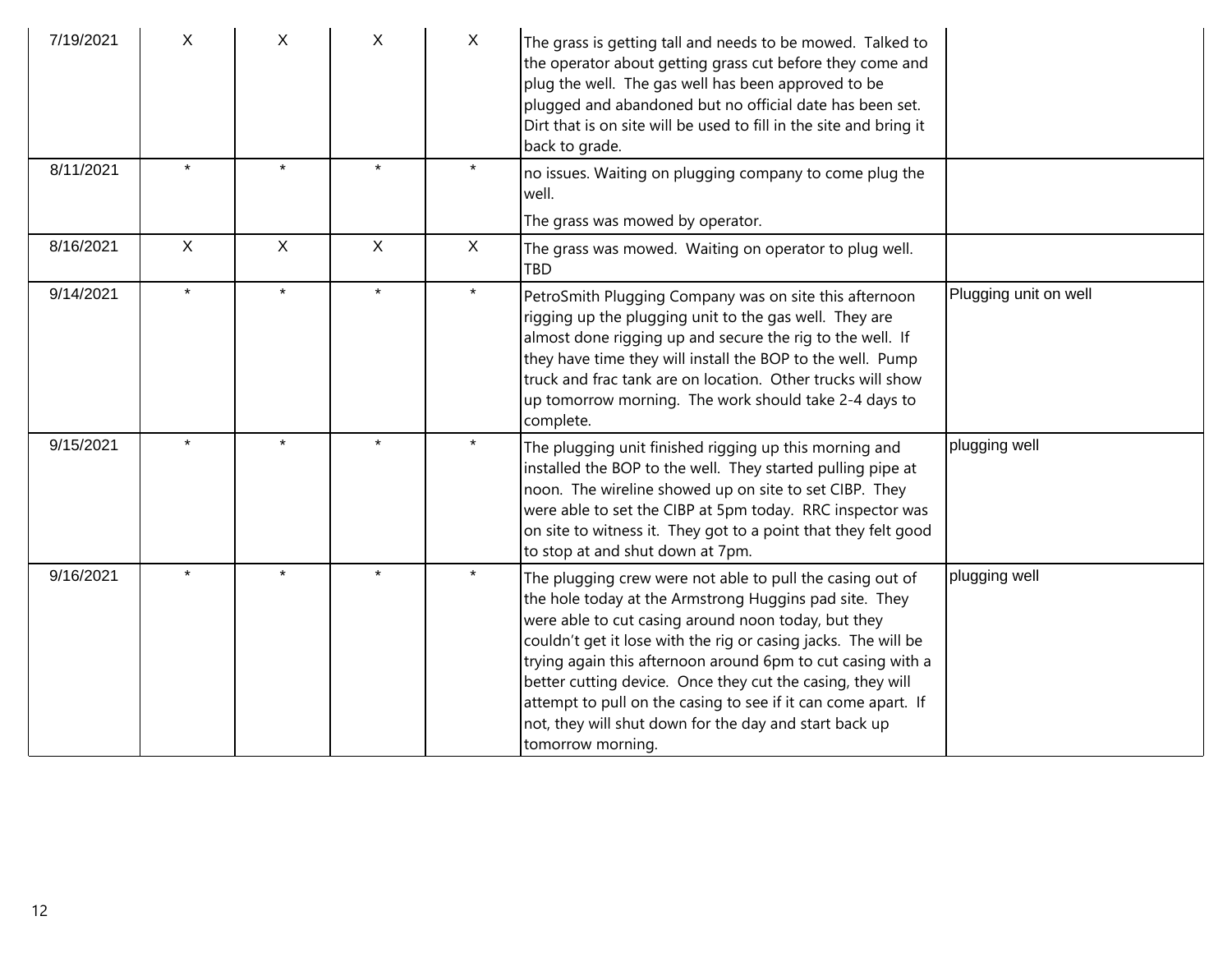| | | | | | | |
|---|---|---|---|---|---|---|
| 7/19/2021 | X | X | X | X | The grass is getting tall and needs to be mowed. Talked to the operator about getting grass cut before they come and plug the well. The gas well has been approved to be plugged and abandoned but no official date has been set. Dirt that is on site will be used to fill in the site and bring it back to grade. | |
| 8/11/2021 | * | * | * | * | no issues. Waiting on plugging company to come plug the well.<br>The grass was mowed by operator. | |
| 8/16/2021 | X | X | X | X | The grass was mowed. Waiting on operator to plug well. TBD | |
| 9/14/2021 | * | * | * | * | PetroSmith Plugging Company was on site this afternoon rigging up the plugging unit to the gas well. They are almost done rigging up and secure the rig to the well. If they have time they will install the BOP to the well. Pump truck and frac tank are on location. Other trucks will show up tomorrow morning. The work should take 2-4 days to complete. | Plugging unit on well |
| 9/15/2021 | * | * | * | * | The plugging unit finished rigging up this morning and installed the BOP to the well. They started pulling pipe at noon. The wireline showed up on site to set CIBP. They were able to set the CIBP at 5pm today. RRC inspector was on site to witness it. They got to a point that they felt good to stop at and shut down at 7pm. | plugging well |
| 9/16/2021 | * | * | * | * | The plugging crew were not able to pull the casing out of the hole today at the Armstrong Huggins pad site. They were able to cut casing around noon today, but they couldn't get it lose with the rig or casing jacks. The will be trying again this afternoon around 6pm to cut casing with a better cutting device. Once they cut the casing, they will attempt to pull on the casing to see if it can come apart. If not, they will shut down for the day and start back up tomorrow morning. | plugging well |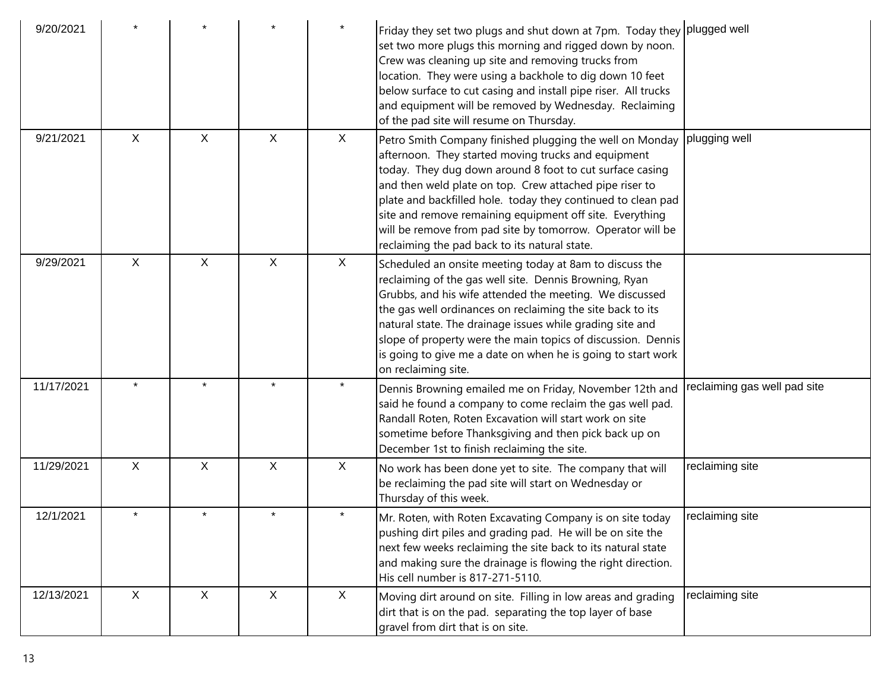| | | | | | | |
|---|---|---|---|---|---|---|
| 9/20/2021 | * | * | * | * | Friday they set two plugs and shut down at 7pm. Today they set two more plugs this morning and rigged down by noon. Crew was cleaning up site and removing trucks from location. They were using a backhole to dig down 10 feet below surface to cut casing and install pipe riser. All trucks and equipment will be removed by Wednesday. Reclaiming of the pad site will resume on Thursday. | plugged well |
| 9/21/2021 | X | X | X | X | Petro Smith Company finished plugging the well on Monday afternoon. They started moving trucks and equipment today. They dug down around 8 foot to cut surface casing and then weld plate on top. Crew attached pipe riser to plate and backfilled hole. today they continued to clean pad site and remove remaining equipment off site. Everything will be remove from pad site by tomorrow. Operator will be reclaiming the pad back to its natural state. | plugging well |
| 9/29/2021 | X | X | X | X | Scheduled an onsite meeting today at 8am to discuss the reclaiming of the gas well site. Dennis Browning, Ryan Grubbs, and his wife attended the meeting. We discussed the gas well ordinances on reclaiming the site back to its natural state. The drainage issues while grading site and slope of property were the main topics of discussion. Dennis is going to give me a date on when he is going to start work on reclaiming site. | |
| 11/17/2021 | * | * | * | * | Dennis Browning emailed me on Friday, November 12th and said he found a company to come reclaim the gas well pad. Randall Roten, Roten Excavation will start work on site sometime before Thanksgiving and then pick back up on December 1st to finish reclaiming the site. | reclaiming gas well pad site |
| 11/29/2021 | X | X | X | X | No work has been done yet to site. The company that will be reclaiming the pad site will start on Wednesday or Thursday of this week. | reclaiming site |
| 12/1/2021 | * | * | * | * | Mr. Roten, with Roten Excavating Company is on site today pushing dirt piles and grading pad. He will be on site the next few weeks reclaiming the site back to its natural state and making sure the drainage is flowing the right direction. His cell number is 817-271-5110. | reclaiming site |
| 12/13/2021 | X | X | X | X | Moving dirt around on site. Filling in low areas and grading dirt that is on the pad. separating the top layer of base gravel from dirt that is on site. | reclaiming site |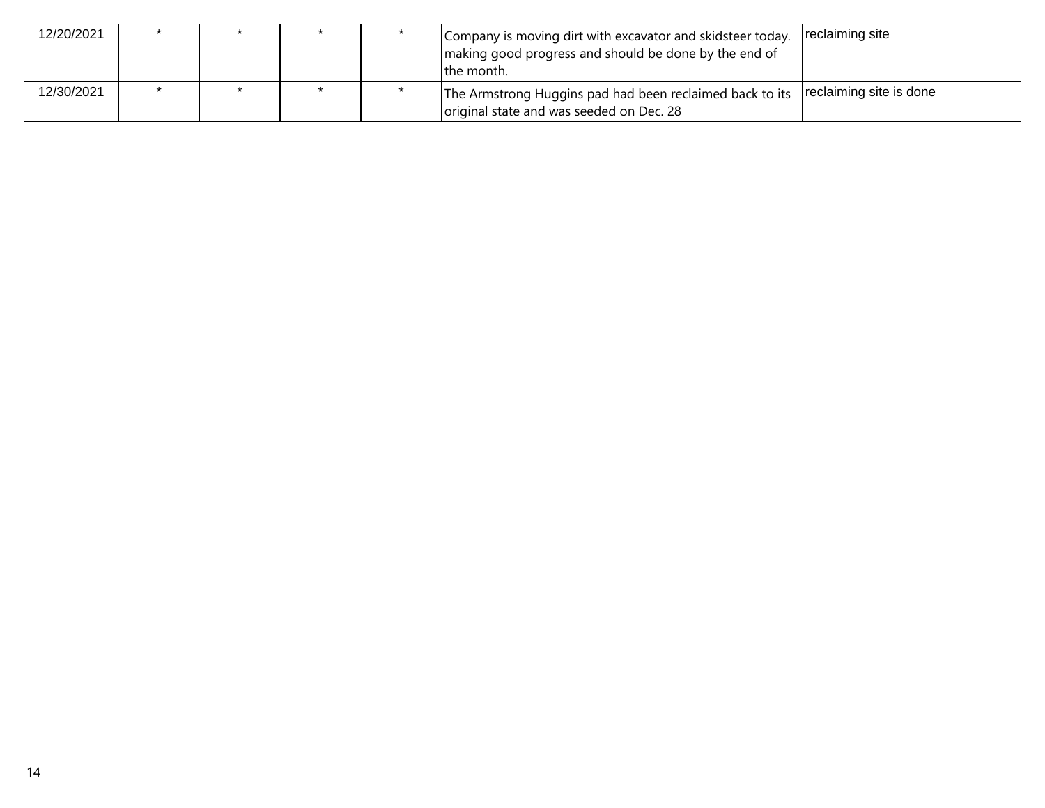| | | | | | | |
|---|---|---|---|---|---|---|
| 12/20/2021 | * | * | * | * | Company is moving dirt with excavator and skidsteer today. making good progress and should be done by the end of the month. | reclaiming site |
| 12/30/2021 | * | * | * | * | The Armstrong Huggins pad had been reclaimed back to its original state and was seeded on Dec. 28 | reclaiming site is done |